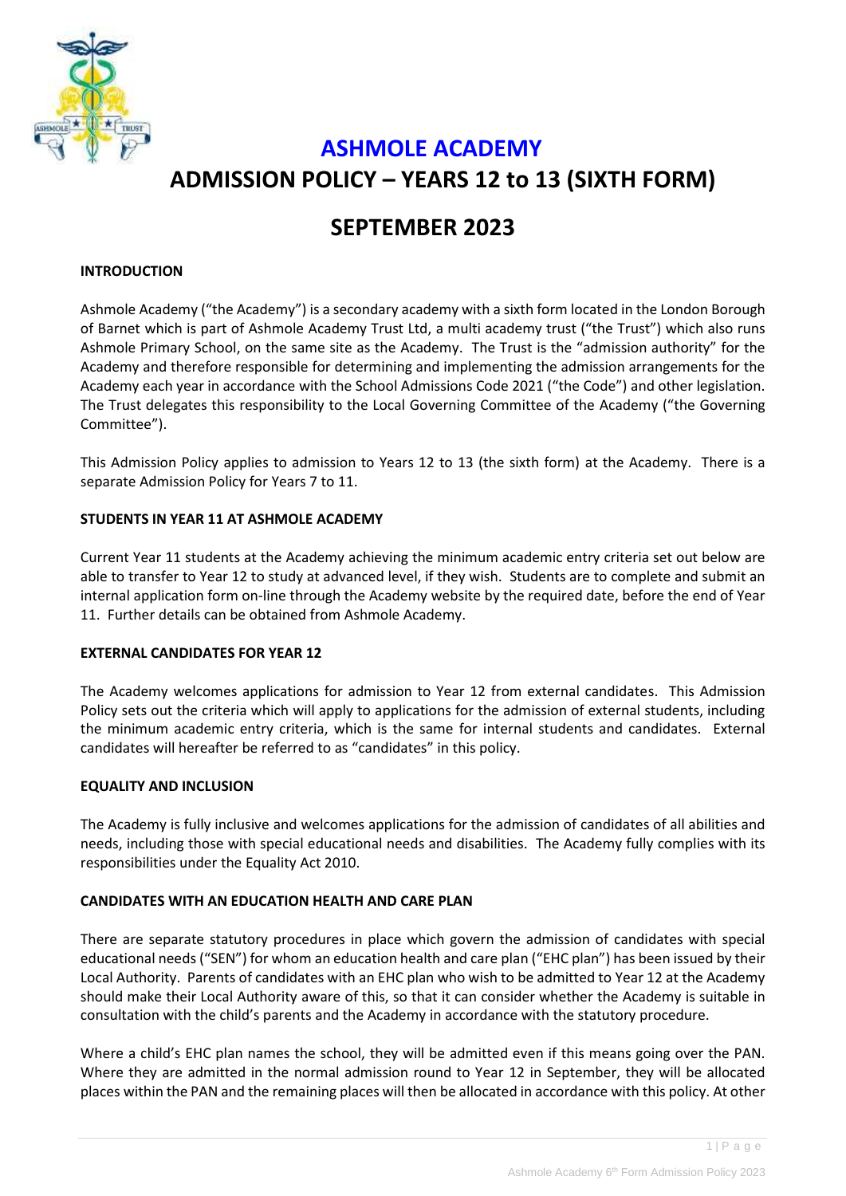# ASHMOLE ACADEMY

## ADMISSION POLICY – YEARS 12 to 13 (SIXTH FORM)

## SEPTEMBER 2023

**INTRODUCTION**

Ashmole Academy ("the Academy") is a secondary academy with a sixth form located in the London Borough of Barnet which is part of Ashmole Academy Trust Ltd, a multi academy trust ("the Trust") which also runs Ashmole Primary School, on the same site as the Academy. The Trust is the "admission authority" for the Academy and therefore responsible for determining and implementing the admission arrangements for the Academy each year in accordance with the School Admissions Code 2021 ("the Code") and other legislation. The Trust delegates this responsibility to the Local Governing Committee of the Academy ("the Governing Committee").

This Admission Policy applies to admission to Years 12 to 13 (the sixth form) at the Academy. There is a separate Admission Policy for Years 7 to 11.

**STUDENTS IN YEAR 11 AT ASHMOLE ACADEMY**

Current Year 11 students at the Academy achieving the minimum academic entry criteria set out below are able to transfer to Year 12 to study at advanced level, if they wish. Students are to complete and submit an internal application form on-line through the Academy website by the required date, before the end of Year 11. Further details can be obtained from Ashmole Academy.

**EXTERNAL CANDIDATES FOR YEAR 12**

The Academy welcomes applications for admission to Year 12 from external candidates. This Admission Policy sets out the criteria which will apply to applications for the admission of external students, including the minimum academic entry criteria, which is the same for internal students and candidates. External candidates will hereafter be referred to as "candidates" in this policy.

**EQUALITY AND INCLUSION**

The Academy is fully inclusive and welcomes applications for the admission of candidates of all abilities and needs, including those with special educational needs and disabilities. The Academy fully complies with its responsibilities under the Equality Act 2010.

**CANDIDATES WITH AN EDUCATION HEALTH AND CARE PLAN**

There are separate statutory procedures in place which govern the admission of candidates with special educational needs ("SEN") for whom an education health and care plan ("EHC plan") has been issued by their Local Authority. Parents of candidates with an EHC plan who wish to be admitted to Year 12 at the Academy should make their Local Authority aware of this, so that it can consider whether the Academy is suitable in consultation with the child's parents and the Academy in accordance with the statutory procedure.

Where a child's EHC plan names the school, they will be admitted even if this means going over the PAN. Where they are admitted in the normal admission round to Year 12 in September, they will be allocated places within the PAN and the remaining places will then be allocated in accordance with this policy. At other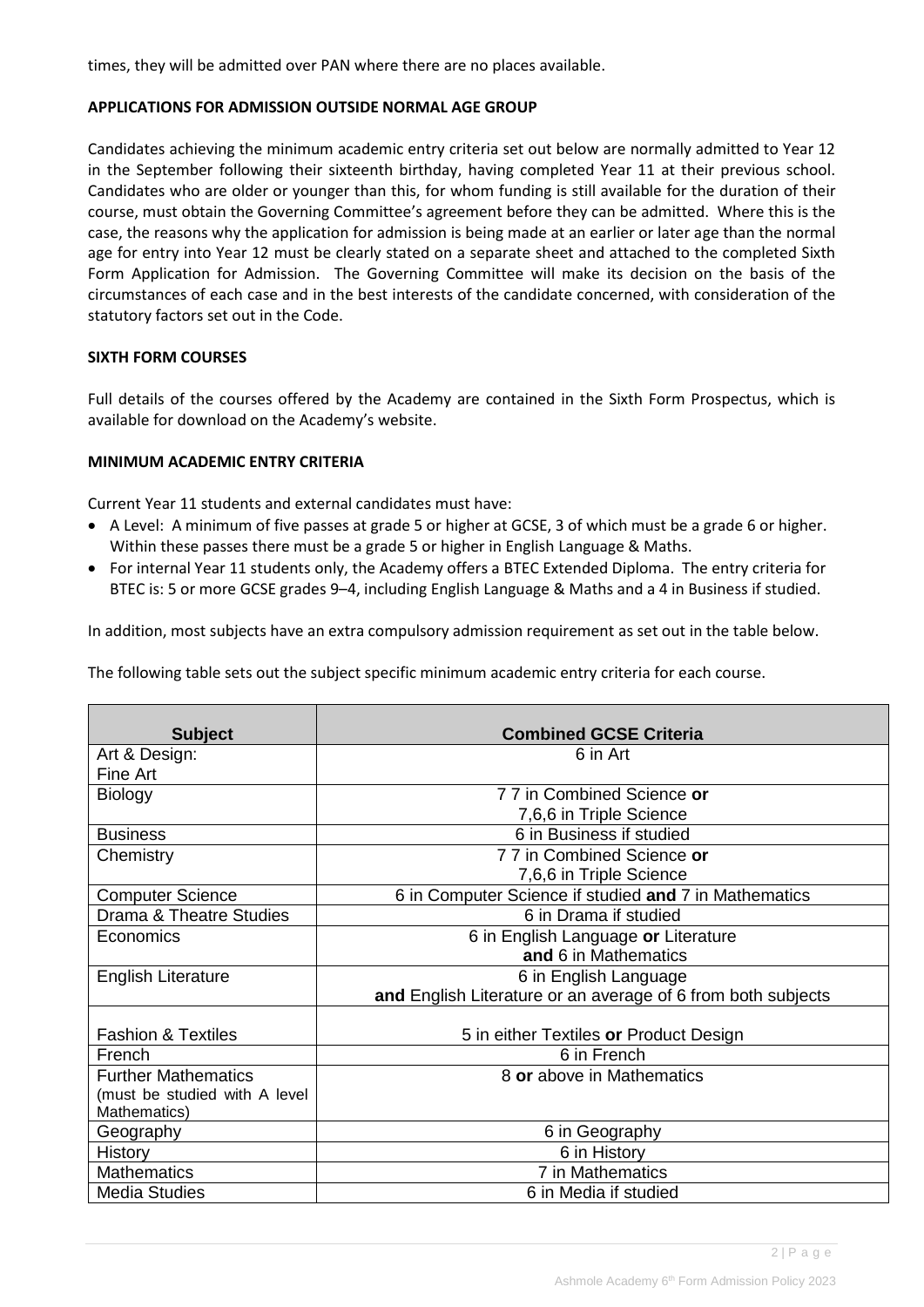times, they will be admitted over PAN where there are no places available.

**APPLICATIONS FOR ADMISSION OUTSIDE NORMAL AGE GROUP**

Candidates achieving the minimum academic entry criteria set out below are normally admitted to Year 12 in the September following their sixteenth birthday, having completed Year 11 at their previous school. Candidates who are older or younger than this, for whom funding is still available for the duration of their course, must obtain the Governing Committee's agreement before they can be admitted. Where this is the case, the reasons why the application for admission is being made at an earlier or later age than the normal age for entry into Year 12 must be clearly stated on a separate sheet and attached to the completed Sixth Form Application for Admission. The Governing Committee will make its decision on the basis of the circumstances of each case and in the best interests of the candidate concerned, with consideration of the statutory factors set out in the Code.

**SIXTH FORM COURSES**

Full details of the courses offered by the Academy are contained in the Sixth Form Prospectus, which is available for download on the Academy's website.

**MINIMUM ACADEMIC ENTRY CRITERIA**

Current Year 11 students and external candidates must have:

- A Level: A minimum of five passes at grade 5 or higher at GCSE, 3 of which must be a grade 6 or higher. Within these passes there must be a grade 5 or higher in English Language & Maths.
- For internal Year 11 students only, the Academy offers a BTEC Extended Diploma. The entry criteria for BTEC is: 5 or more GCSE grades 9–4, including English Language & Maths and a 4 in Business if studied.

In addition, most subjects have an extra compulsory admission requirement as set out in the table below.

The following table sets out the subject specific minimum academic entry criteria for each course.

| Subject | Combined GCSE Criteria |
|---|---|
| Art & Design: Fine Art | 6 in Art |
| Biology | 7 7 in Combined Science **or** 7,6,6 in Triple Science |
| Business | 6 in Business if studied |
| Chemistry | 7 7 in Combined Science **or** 7,6,6 in Triple Science |
| Computer Science | 6 in Computer Science if studied **and** 7 in Mathematics |
| Drama & Theatre Studies | 6 in Drama if studied |
| Economics | 6 in English Language **or** Literature **and** 6 in Mathematics |
| English Literature | 6 in English Language **and** English Literature or an average of 6 from both subjects |
| Fashion & Textiles | 5 in either Textiles **or** Product Design |
| French | 6 in French |
| Further Mathematics (must be studied with A level Mathematics) | 8 **or** above in Mathematics |
| Geography | 6 in Geography |
| History | 6 in History |
| Mathematics | 7 in Mathematics |
| Media Studies | 6 in Media if studied |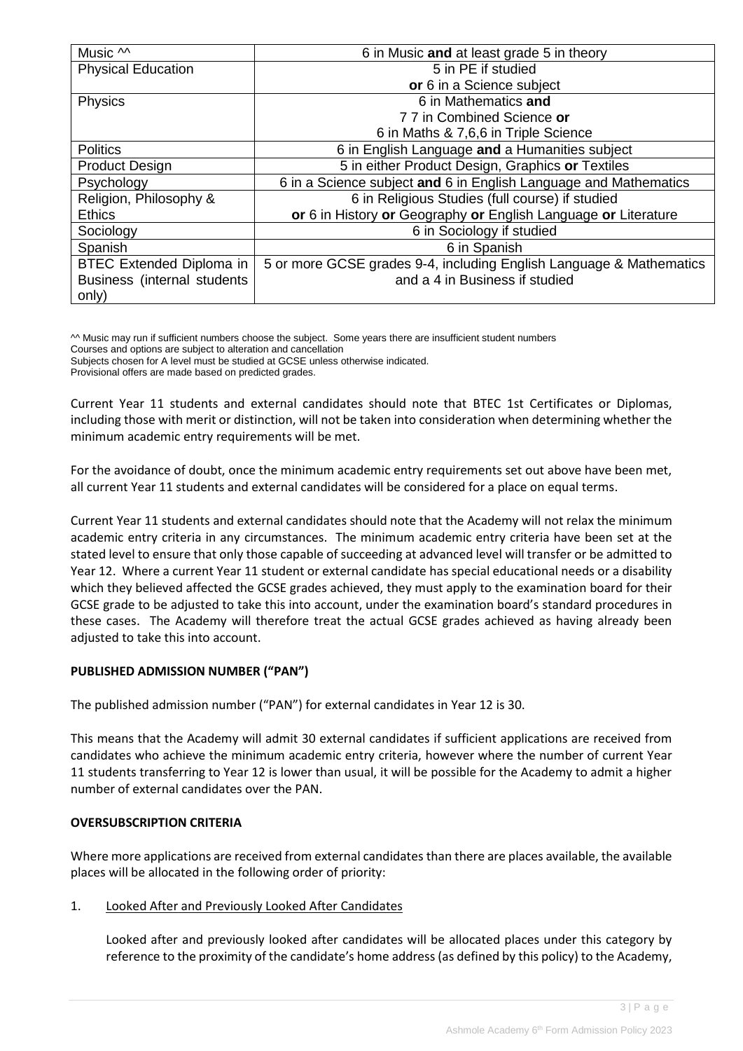| Music ^^ | 6 in Music **and** at least grade 5 in theory |
|---|---|
| Physical Education | 5 in PE if studied<br>**or** 6 in a Science subject |
| Physics | 6 in Mathematics **and**<br>7 7 in Combined Science **or**<br>6 in Maths & 7,6,6 in Triple Science |
| Politics | 6 in English Language **and** a Humanities subject |
| Product Design | 5 in either Product Design, Graphics **or** Textiles |
| Psychology | 6 in a Science subject **and** 6 in English Language and Mathematics |
| Religion, Philosophy & Ethics | 6 in Religious Studies (full course) if studied<br>**or** 6 in History **or** Geography **or** English Language **or** Literature |
| Sociology | 6 in Sociology if studied |
| Spanish | 6 in Spanish |
| BTEC Extended Diploma in Business (internal students only) | 5 or more GCSE grades 9-4, including English Language & Mathematics and a 4 in Business if studied |

^^ Music may run if sufficient numbers choose the subject. Some years there are insufficient student numbers
Courses and options are subject to alteration and cancellation
Subjects chosen for A level must be studied at GCSE unless otherwise indicated.
Provisional offers are made based on predicted grades.

Current Year 11 students and external candidates should note that BTEC 1st Certificates or Diplomas, including those with merit or distinction, will not be taken into consideration when determining whether the minimum academic entry requirements will be met.

For the avoidance of doubt, once the minimum academic entry requirements set out above have been met, all current Year 11 students and external candidates will be considered for a place on equal terms.

Current Year 11 students and external candidates should note that the Academy will not relax the minimum academic entry criteria in any circumstances. The minimum academic entry criteria have been set at the stated level to ensure that only those capable of succeeding at advanced level will transfer or be admitted to Year 12. Where a current Year 11 student or external candidate has special educational needs or a disability which they believed affected the GCSE grades achieved, they must apply to the examination board for their GCSE grade to be adjusted to take this into account, under the examination board's standard procedures in these cases. The Academy will therefore treat the actual GCSE grades achieved as having already been adjusted to take this into account.

**PUBLISHED ADMISSION NUMBER ("PAN")**

The published admission number ("PAN") for external candidates in Year 12 is 30.

This means that the Academy will admit 30 external candidates if sufficient applications are received from candidates who achieve the minimum academic entry criteria, however where the number of current Year 11 students transferring to Year 12 is lower than usual, it will be possible for the Academy to admit a higher number of external candidates over the PAN.

**OVERSUBSCRIPTION CRITERIA**

Where more applications are received from external candidates than there are places available, the available places will be allocated in the following order of priority:

1. Looked After and Previously Looked After Candidates

   Looked after and previously looked after candidates will be allocated places under this category by reference to the proximity of the candidate's home address (as defined by this policy) to the Academy,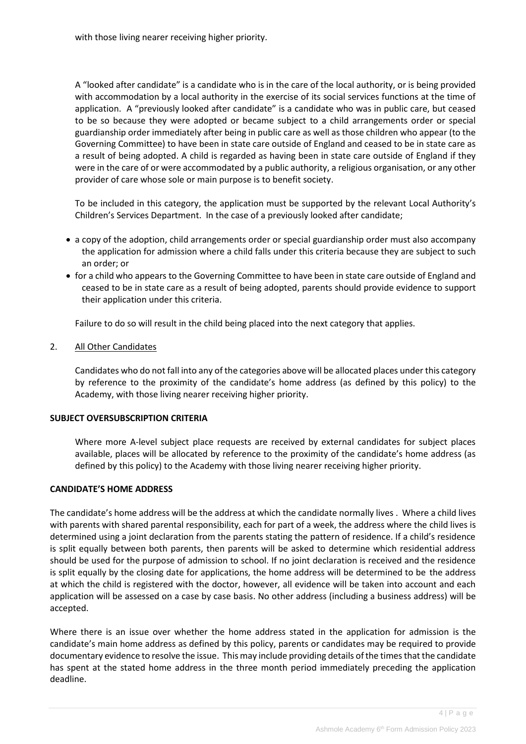with those living nearer receiving higher priority.

A "looked after candidate" is a candidate who is in the care of the local authority, or is being provided with accommodation by a local authority in the exercise of its social services functions at the time of application. A "previously looked after candidate" is a candidate who was in public care, but ceased to be so because they were adopted or became subject to a child arrangements order or special guardianship order immediately after being in public care as well as those children who appear (to the Governing Committee) to have been in state care outside of England and ceased to be in state care as a result of being adopted. A child is regarded as having been in state care outside of England if they were in the care of or were accommodated by a public authority, a religious organisation, or any other provider of care whose sole or main purpose is to benefit society.

To be included in this category, the application must be supported by the relevant Local Authority's Children's Services Department. In the case of a previously looked after candidate;

- a copy of the adoption, child arrangements order or special guardianship order must also accompany the application for admission where a child falls under this criteria because they are subject to such an order; or
- for a child who appears to the Governing Committee to have been in state care outside of England and ceased to be in state care as a result of being adopted, parents should provide evidence to support their application under this criteria.

Failure to do so will result in the child being placed into the next category that applies.

2. All Other Candidates

Candidates who do not fall into any of the categories above will be allocated places under this category by reference to the proximity of the candidate's home address (as defined by this policy) to the Academy, with those living nearer receiving higher priority.

**SUBJECT OVERSUBSCRIPTION CRITERIA**

Where more A-level subject place requests are received by external candidates for subject places available, places will be allocated by reference to the proximity of the candidate's home address (as defined by this policy) to the Academy with those living nearer receiving higher priority.

**CANDIDATE'S HOME ADDRESS**

The candidate's home address will be the address at which the candidate normally lives . Where a child lives with parents with shared parental responsibility, each for part of a week, the address where the child lives is determined using a joint declaration from the parents stating the pattern of residence. If a child's residence is split equally between both parents, then parents will be asked to determine which residential address should be used for the purpose of admission to school. If no joint declaration is received and the residence is split equally by the closing date for applications, the home address will be determined to be the address at which the child is registered with the doctor, however, all evidence will be taken into account and each application will be assessed on a case by case basis. No other address (including a business address) will be accepted.

Where there is an issue over whether the home address stated in the application for admission is the candidate's main home address as defined by this policy, parents or candidates may be required to provide documentary evidence to resolve the issue. This may include providing details of the times that the candidate has spent at the stated home address in the three month period immediately preceding the application deadline.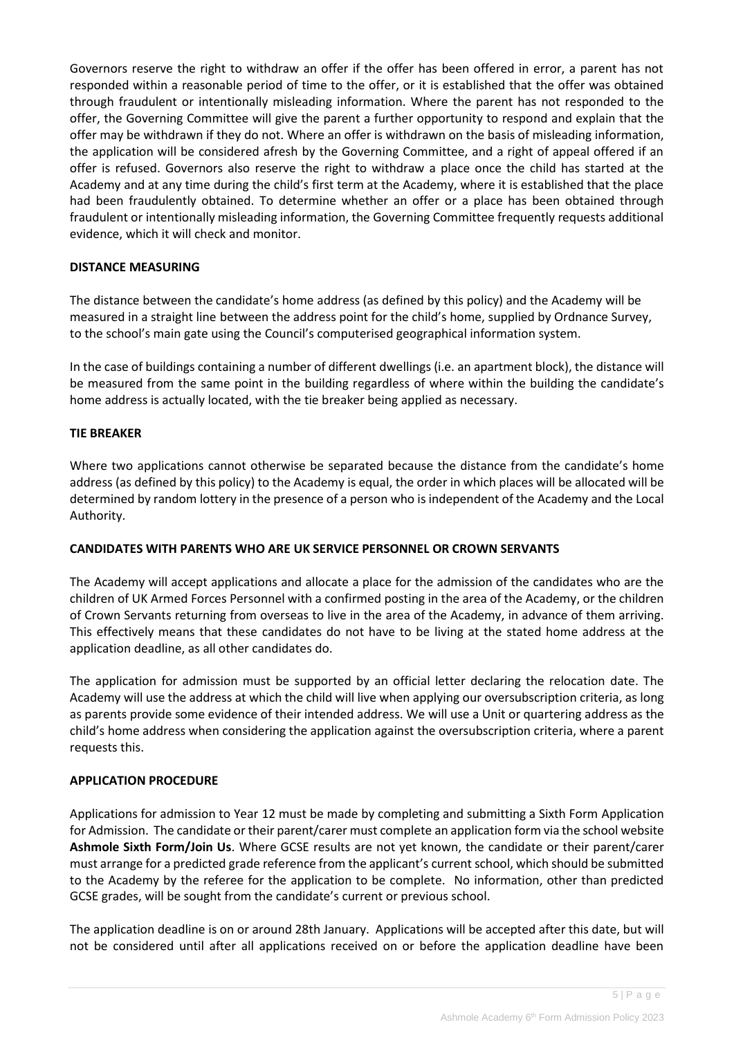Governors reserve the right to withdraw an offer if the offer has been offered in error, a parent has not responded within a reasonable period of time to the offer, or it is established that the offer was obtained through fraudulent or intentionally misleading information. Where the parent has not responded to the offer, the Governing Committee will give the parent a further opportunity to respond and explain that the offer may be withdrawn if they do not. Where an offer is withdrawn on the basis of misleading information, the application will be considered afresh by the Governing Committee, and a right of appeal offered if an offer is refused. Governors also reserve the right to withdraw a place once the child has started at the Academy and at any time during the child's first term at the Academy, where it is established that the place had been fraudulently obtained. To determine whether an offer or a place has been obtained through fraudulent or intentionally misleading information, the Governing Committee frequently requests additional evidence, which it will check and monitor.

**DISTANCE MEASURING**

The distance between the candidate's home address (as defined by this policy) and the Academy will be measured in a straight line between the address point for the child's home, supplied by Ordnance Survey, to the school's main gate using the Council's computerised geographical information system.

In the case of buildings containing a number of different dwellings (i.e. an apartment block), the distance will be measured from the same point in the building regardless of where within the building the candidate's home address is actually located, with the tie breaker being applied as necessary.

**TIE BREAKER**

Where two applications cannot otherwise be separated because the distance from the candidate's home address (as defined by this policy) to the Academy is equal, the order in which places will be allocated will be determined by random lottery in the presence of a person who is independent of the Academy and the Local Authority.

**CANDIDATES WITH PARENTS WHO ARE UK SERVICE PERSONNEL OR CROWN SERVANTS**

The Academy will accept applications and allocate a place for the admission of the candidates who are the children of UK Armed Forces Personnel with a confirmed posting in the area of the Academy, or the children of Crown Servants returning from overseas to live in the area of the Academy, in advance of them arriving. This effectively means that these candidates do not have to be living at the stated home address at the application deadline, as all other candidates do.

The application for admission must be supported by an official letter declaring the relocation date. The Academy will use the address at which the child will live when applying our oversubscription criteria, as long as parents provide some evidence of their intended address. We will use a Unit or quartering address as the child's home address when considering the application against the oversubscription criteria, where a parent requests this.

**APPLICATION PROCEDURE**

Applications for admission to Year 12 must be made by completing and submitting a Sixth Form Application for Admission. The candidate or their parent/carer must complete an application form via the school website **Ashmole Sixth Form/Join Us**. Where GCSE results are not yet known, the candidate or their parent/carer must arrange for a predicted grade reference from the applicant's current school, which should be submitted to the Academy by the referee for the application to be complete. No information, other than predicted GCSE grades, will be sought from the candidate's current or previous school.

The application deadline is on or around 28th January. Applications will be accepted after this date, but will not be considered until after all applications received on or before the application deadline have been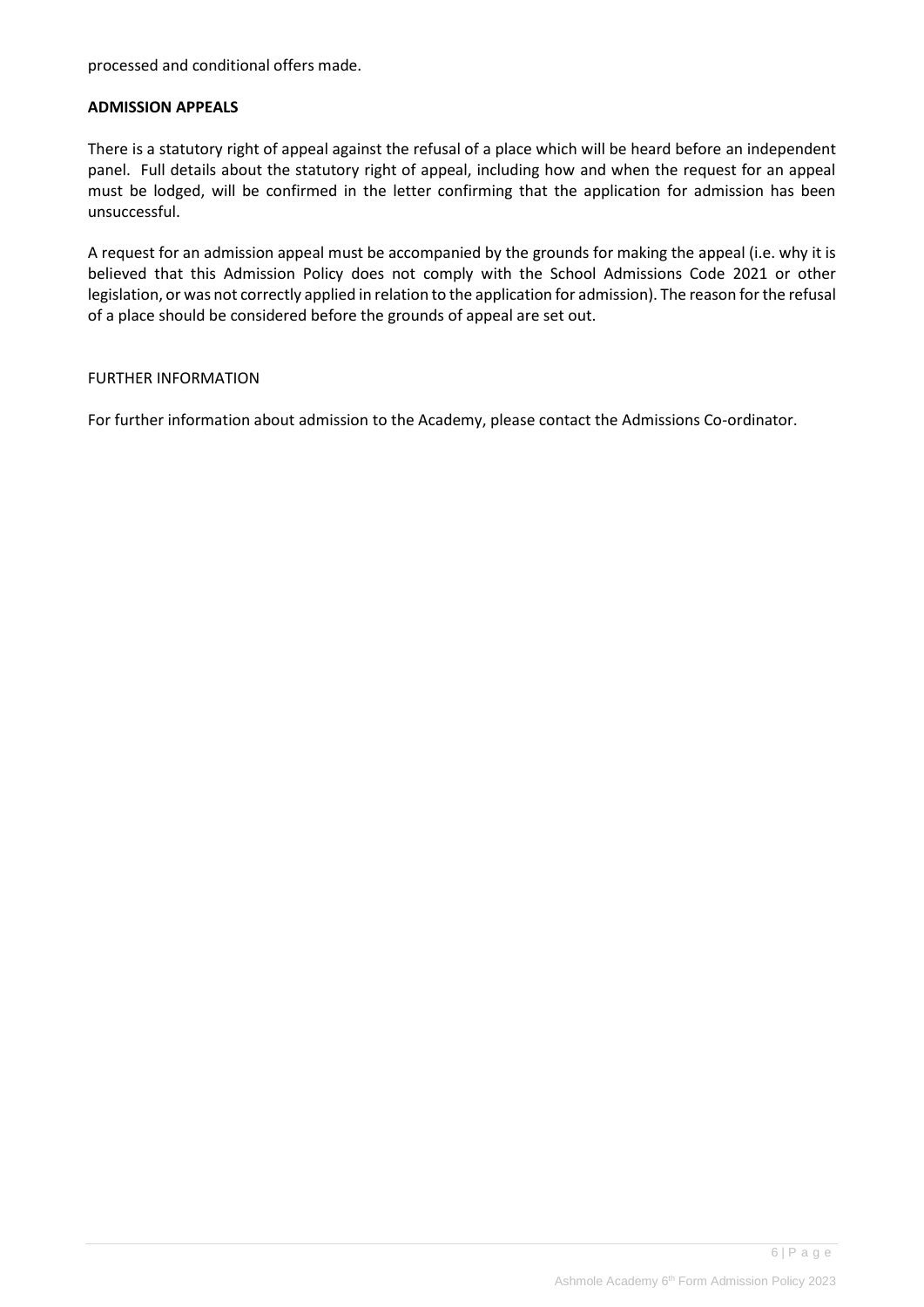processed and conditional offers made.

**ADMISSION APPEALS**

There is a statutory right of appeal against the refusal of a place which will be heard before an independent panel. Full details about the statutory right of appeal, including how and when the request for an appeal must be lodged, will be confirmed in the letter confirming that the application for admission has been unsuccessful.

A request for an admission appeal must be accompanied by the grounds for making the appeal (i.e. why it is believed that this Admission Policy does not comply with the School Admissions Code 2021 or other legislation, or was not correctly applied in relation to the application for admission). The reason for the refusal of a place should be considered before the grounds of appeal are set out.

FURTHER INFORMATION

For further information about admission to the Academy, please contact the Admissions Co-ordinator.